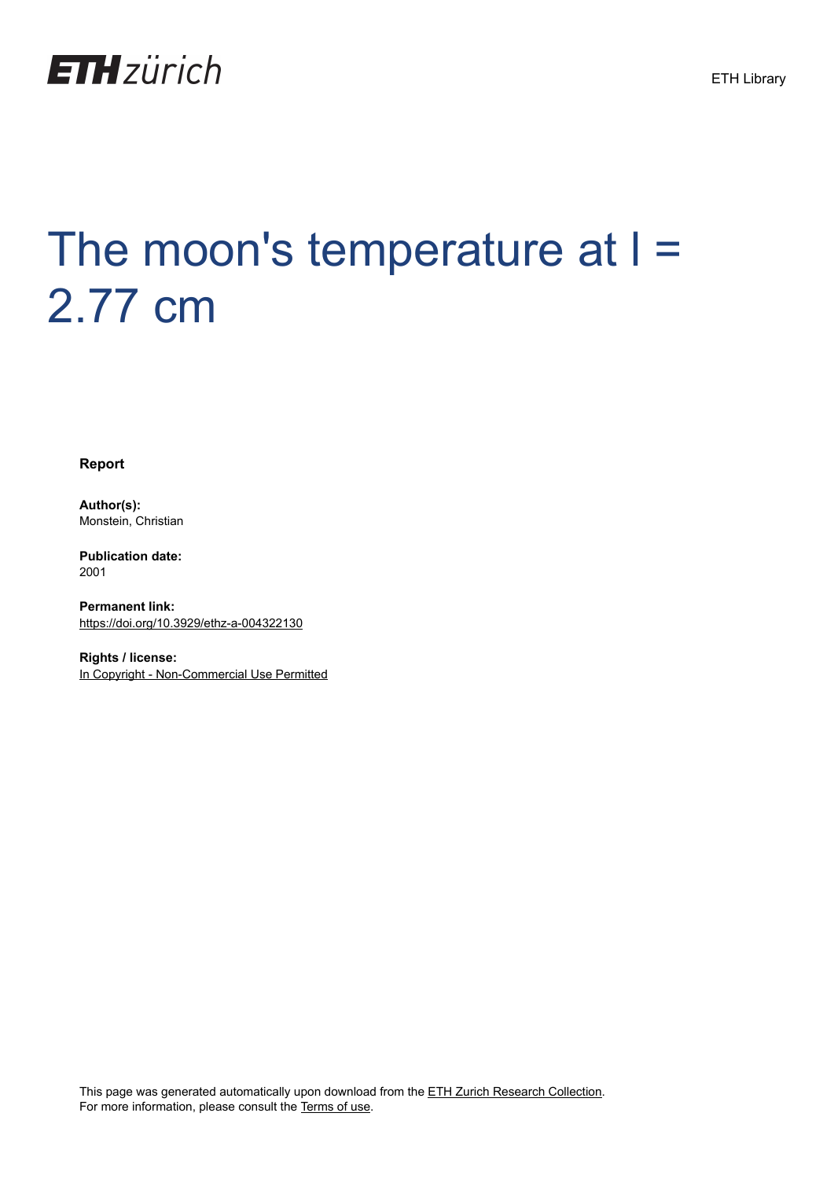ETH zürich

ETH Library

# The moon's temperature at l = 2.77 cm

**Report**

**Author(s):**
Monstein, Christian

**Publication date:**
2001

**Permanent link:**
https://doi.org/10.3929/ethz-a-004322130

**Rights / license:**
In Copyright - Non-Commercial Use Permitted

This page was generated automatically upon download from the ETH Zurich Research Collection.
For more information, please consult the Terms of use.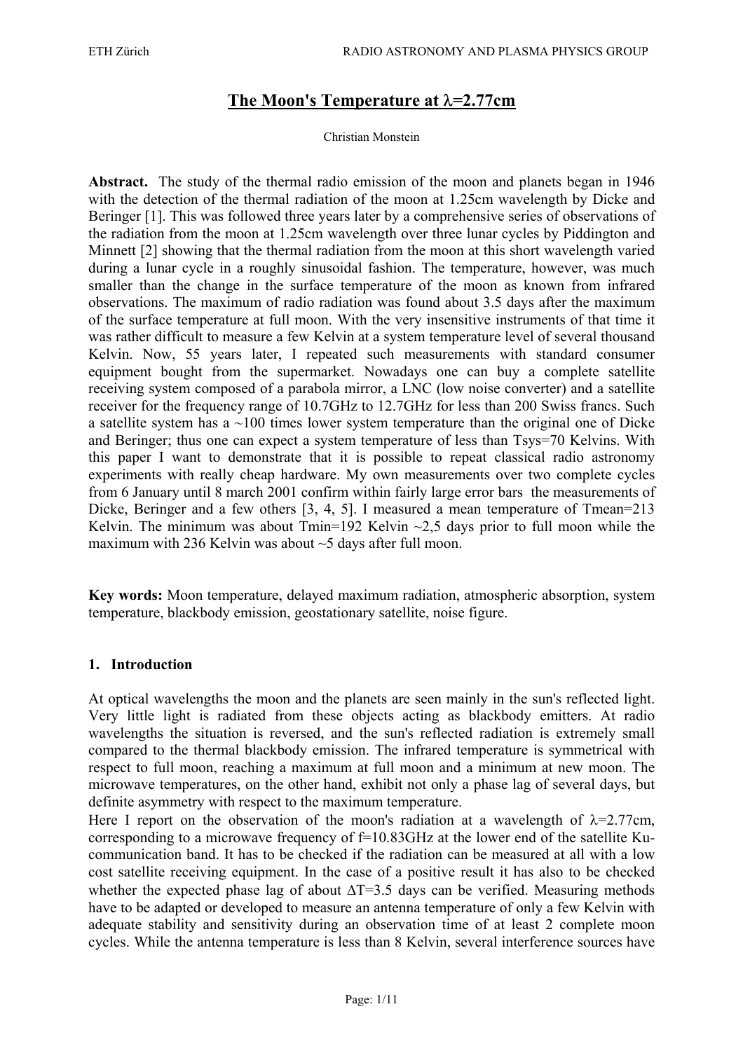# The Moon's Temperature at $\lambda$=2.77cm

Christian Monstein

**Abstract.** The study of the thermal radio emission of the moon and planets began in 1946 with the detection of the thermal radiation of the moon at 1.25cm wavelength by Dicke and Beringer [1]. This was followed three years later by a comprehensive series of observations of the radiation from the moon at 1.25cm wavelength over three lunar cycles by Piddington and Minnett [2] showing that the thermal radiation from the moon at this short wavelength varied during a lunar cycle in a roughly sinusoidal fashion. The temperature, however, was much smaller than the change in the surface temperature of the moon as known from infrared observations. The maximum of radio radiation was found about 3.5 days after the maximum of the surface temperature at full moon. With the very insensitive instruments of that time it was rather difficult to measure a few Kelvin at a system temperature level of several thousand Kelvin. Now, 55 years later, I repeated such measurements with standard consumer equipment bought from the supermarket. Nowadays one can buy a complete satellite receiving system composed of a parabola mirror, a LNC (low noise converter) and a satellite receiver for the frequency range of 10.7GHz to 12.7GHz for less than 200 Swiss francs. Such a satellite system has a ~100 times lower system temperature than the original one of Dicke and Beringer; thus one can expect a system temperature of less than $T_{sys}$=70 Kelvins. With this paper I want to demonstrate that it is possible to repeat classical radio astronomy experiments with really cheap hardware. My own measurements over two complete cycles from 6 January until 8 march 2001 confirm within fairly large error bars the measurements of Dicke, Beringer and a few others [3, 4, 5]. I measured a mean temperature of $T_{mean}$=213 Kelvin. The minimum was about $T_{min}$=192 Kelvin ~2,5 days prior to full moon while the maximum with 236 Kelvin was about ~5 days after full moon.

**Key words:** Moon temperature, delayed maximum radiation, atmospheric absorption, system temperature, blackbody emission, geostationary satellite, noise figure.

## 1. Introduction

At optical wavelengths the moon and the planets are seen mainly in the sun's reflected light. Very little light is radiated from these objects acting as blackbody emitters. At radio wavelengths the situation is reversed, and the sun's reflected radiation is extremely small compared to the thermal blackbody emission. The infrared temperature is symmetrical with respect to full moon, reaching a maximum at full moon and a minimum at new moon. The microwave temperatures, on the other hand, exhibit not only a phase lag of several days, but definite asymmetry with respect to the maximum temperature.

Here I report on the observation of the moon's radiation at a wavelength of $\lambda$=2.77cm, corresponding to a microwave frequency of f=10.83GHz at the lower end of the satellite Ku-communication band. It has to be checked if the radiation can be measured at all with a low cost satellite receiving equipment. In the case of a positive result it has also to be checked whether the expected phase lag of about $\Delta T$=3.5 days can be verified. Measuring methods have to be adapted or developed to measure an antenna temperature of only a few Kelvin with adequate stability and sensitivity during an observation time of at least 2 complete moon cycles. While the antenna temperature is less than 8 Kelvin, several interference sources have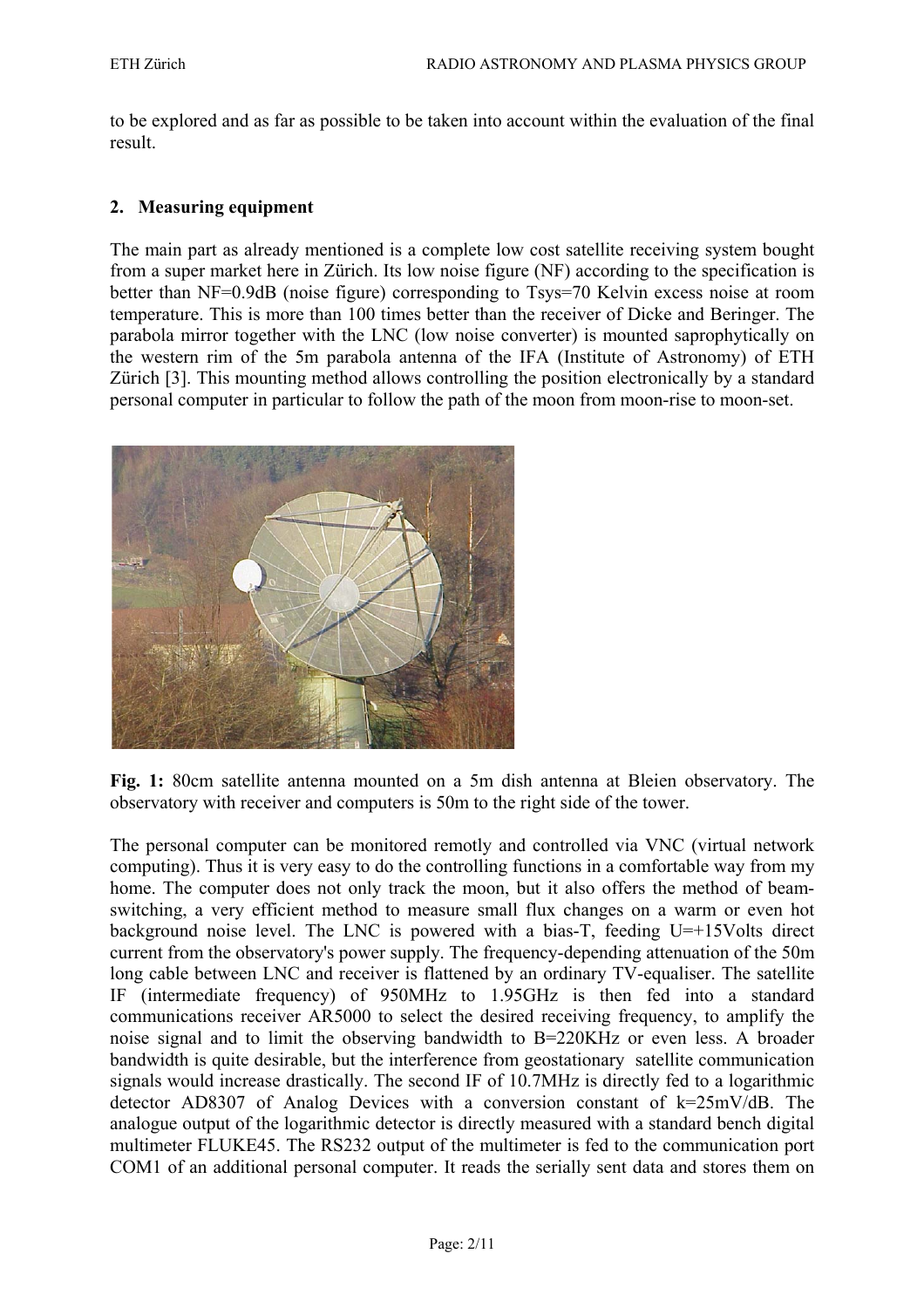to be explored and as far as possible to be taken into account within the evaluation of the final result.

## 2. Measuring equipment

The main part as already mentioned is a complete low cost satellite receiving system bought from a super market here in Zürich. Its low noise figure (NF) according to the specification is better than NF=0.9dB (noise figure) corresponding to Tsys=70 Kelvin excess noise at room temperature. This is more than 100 times better than the receiver of Dicke and Beringer. The parabola mirror together with the LNC (low noise converter) is mounted saprophytically on the western rim of the 5m parabola antenna of the IFA (Institute of Astronomy) of ETH Zürich [3]. This mounting method allows controlling the position electronically by a standard personal computer in particular to follow the path of the moon from moon-rise to moon-set.

**Fig. 1:** 80cm satellite antenna mounted on a 5m dish antenna at Bleien observatory. The observatory with receiver and computers is 50m to the right side of the tower.

The personal computer can be monitored remotly and controlled via VNC (virtual network computing). Thus it is very easy to do the controlling functions in a comfortable way from my home. The computer does not only track the moon, but it also offers the method of beam-switching, a very efficient method to measure small flux changes on a warm or even hot background noise level. The LNC is powered with a bias-T, feeding U=+15Volts direct current from the observatory's power supply. The frequency-depending attenuation of the 50m long cable between LNC and receiver is flattened by an ordinary TV-equaliser. The satellite IF (intermediate frequency) of 950MHz to 1.95GHz is then fed into a standard communications receiver AR5000 to select the desired receiving frequency, to amplify the noise signal and to limit the observing bandwidth to B=220KHz or even less. A broader bandwidth is quite desirable, but the interference from geostationary satellite communication signals would increase drastically. The second IF of 10.7MHz is directly fed to a logarithmic detector AD8307 of Analog Devices with a conversion constant of k=25mV/dB. The analogue output of the logarithmic detector is directly measured with a standard bench digital multimeter FLUKE45. The RS232 output of the multimeter is fed to the communication port COM1 of an additional personal computer. It reads the serially sent data and stores them on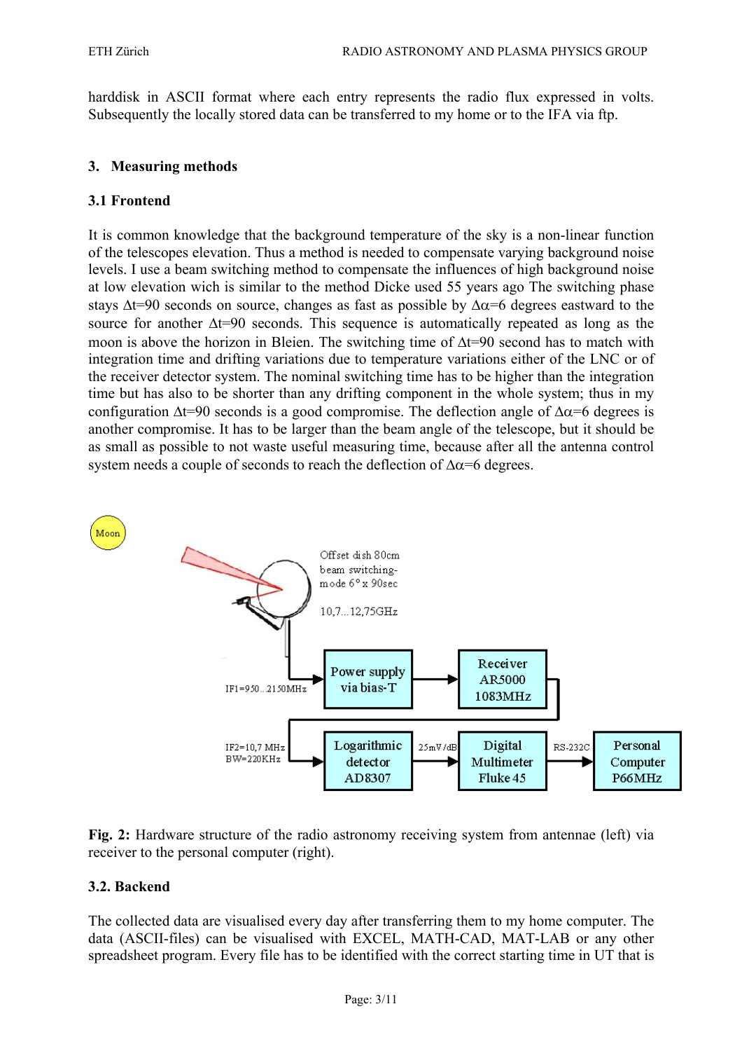harddisk in ASCII format where each entry represents the radio flux expressed in volts. Subsequently the locally stored data can be transferred to my home or to the IFA via ftp.

## 3. Measuring methods

### 3.1 Frontend

It is common knowledge that the background temperature of the sky is a non-linear function of the telescopes elevation. Thus a method is needed to compensate varying background noise levels. I use a beam switching method to compensate the influences of high background noise at low elevation wich is similar to the method Dicke used 55 years ago The switching phase stays $\Delta t$=90 seconds on source, changes as fast as possible by $\Delta\alpha$=6 degrees eastward to the source for another $\Delta t$=90 seconds. This sequence is automatically repeated as long as the moon is above the horizon in Bleien. The switching time of $\Delta t$=90 second has to match with integration time and drifting variations due to temperature variations either of the LNC or of the receiver detector system. The nominal switching time has to be higher than the integration time but has also to be shorter than any drifting component in the whole system; thus in my configuration $\Delta t$=90 seconds is a good compromise. The deflection angle of $\Delta\alpha$=6 degrees is another compromise. It has to be larger than the beam angle of the telescope, but it should be as small as possible to not waste useful measuring time, because after all the antenna control system needs a couple of seconds to reach the deflection of $\Delta\alpha$=6 degrees.

Moon

Offset dish 80cm beam switching-mode 6° x 90sec

10,7...12,75GHz

IF1=950...2150MHz → Power supply via bias-T → Receiver AR5000 1083MHz

IF2=10,7 MHz BW=220KHz → Logarithmic detector AD8307 → 25mV/dB → Digital Multimeter Fluke 45 → RS-232C → Personal Computer P66MHz

**Fig. 2:** Hardware structure of the radio astronomy receiving system from antennae (left) via receiver to the personal computer (right).

### 3.2. Backend

The collected data are visualised every day after transferring them to my home computer. The data (ASCII-files) can be visualised with EXCEL, MATH-CAD, MAT-LAB or any other spreadsheet program. Every file has to be identified with the correct starting time in UT that is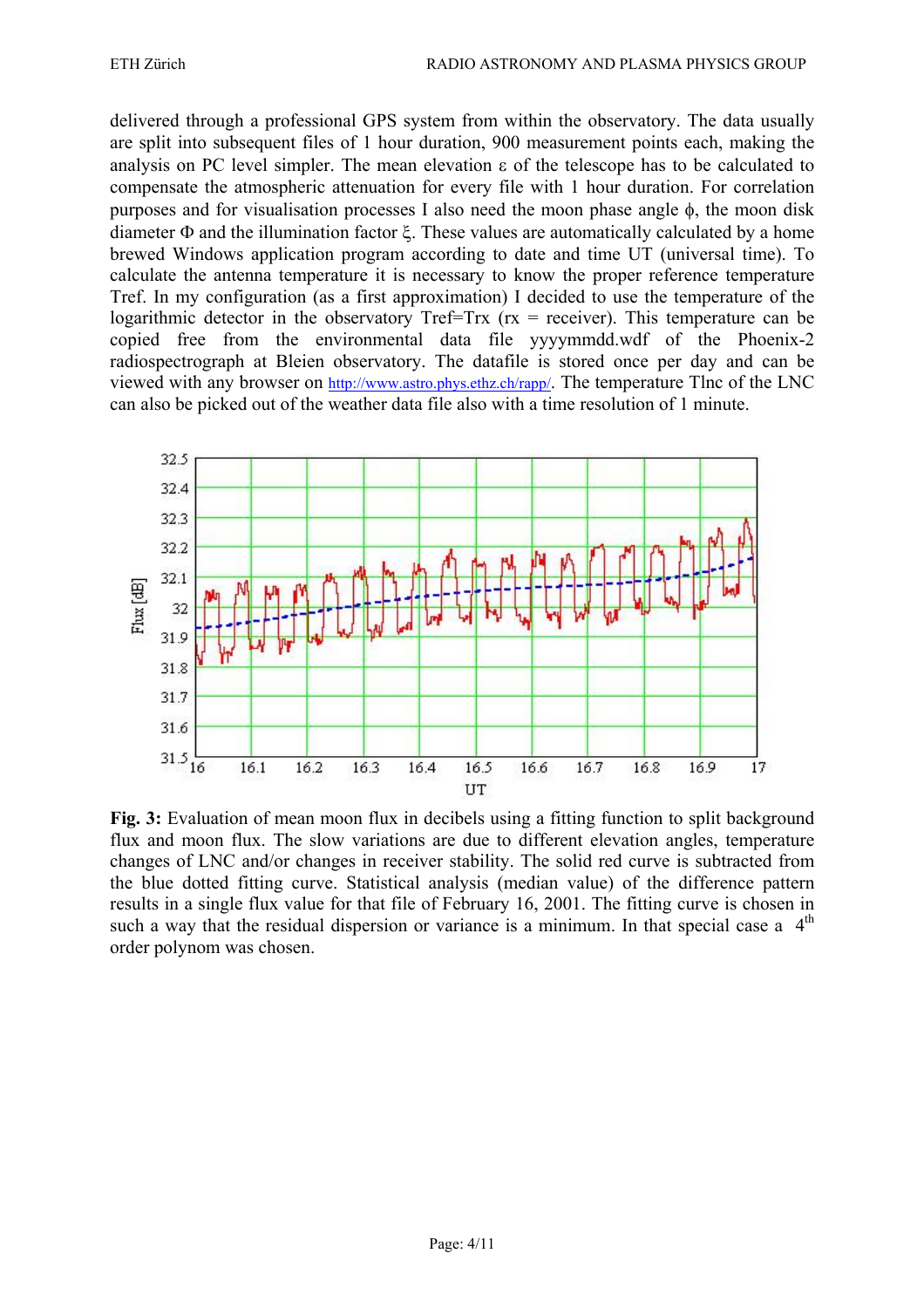delivered through a professional GPS system from within the observatory. The data usually are split into subsequent files of 1 hour duration, 900 measurement points each, making the analysis on PC level simpler. The mean elevation ε of the telescope has to be calculated to compensate the atmospheric attenuation for every file with 1 hour duration. For correlation purposes and for visualisation processes I also need the moon phase angle ϕ, the moon disk diameter Φ and the illumination factor ξ. These values are automatically calculated by a home brewed Windows application program according to date and time UT (universal time). To calculate the antenna temperature it is necessary to know the proper reference temperature Tref. In my configuration (as a first approximation) I decided to use the temperature of the logarithmic detector in the observatory Tref=Trx (rx = receiver). This temperature can be copied free from the environmental data file yyyymmdd.wdf of the Phoenix-2 radiospectrograph at Bleien observatory. The datafile is stored once per day and can be viewed with any browser on http://www.astro.phys.ethz.ch/rapp/. The temperature Tlnc of the LNC can also be picked out of the weather data file also with a time resolution of 1 minute.

**Fig. 3:** Evaluation of mean moon flux in decibels using a fitting function to split background flux and moon flux. The slow variations are due to different elevation angles, temperature changes of LNC and/or changes in receiver stability. The solid red curve is subtracted from the blue dotted fitting curve. Statistical analysis (median value) of the difference pattern results in a single flux value for that file of February 16, 2001. The fitting curve is chosen in such a way that the residual dispersion or variance is a minimum. In that special case a 4[th] order polynom was chosen.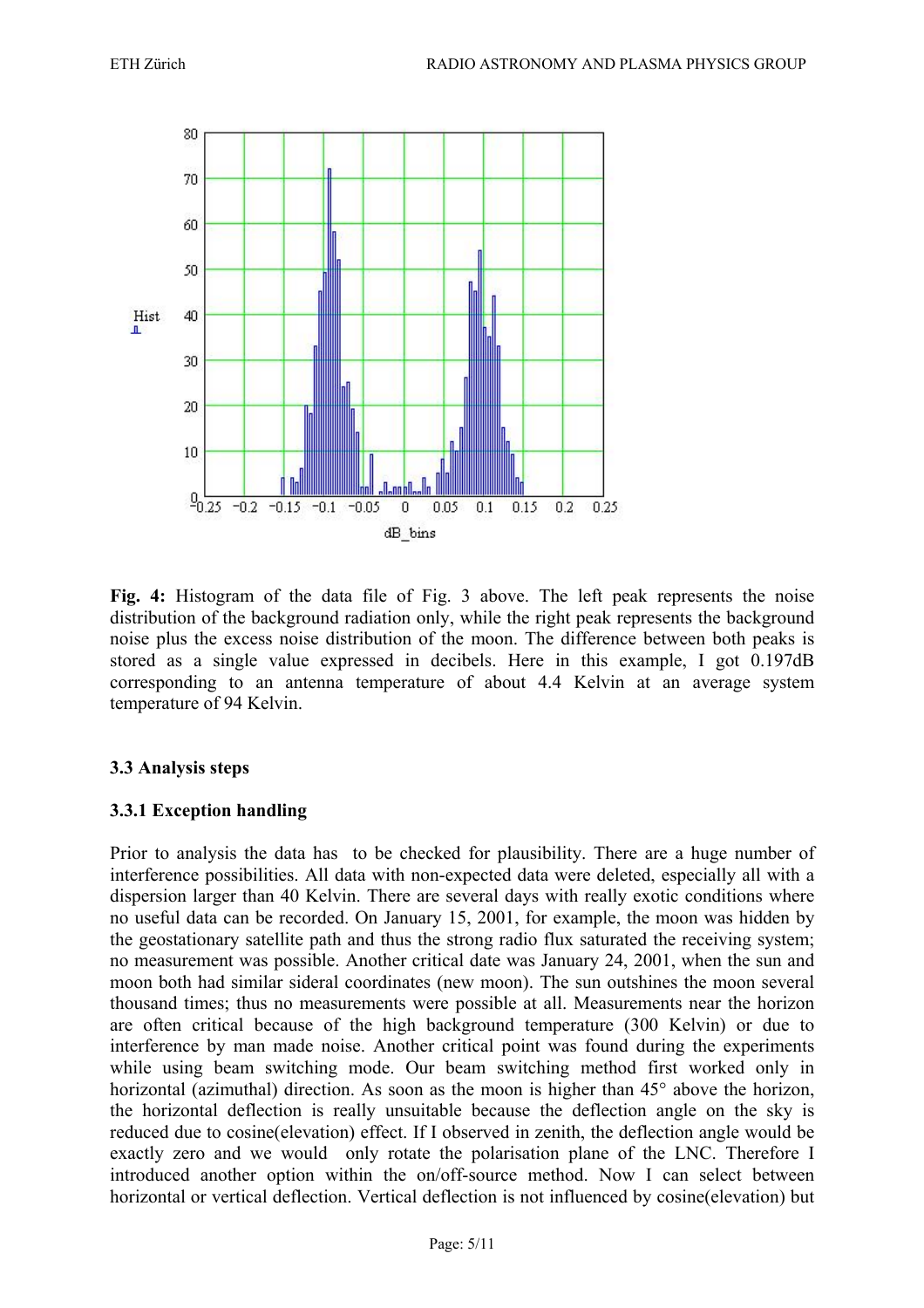**Fig. 4:** Histogram of the data file of Fig. 3 above. The left peak represents the noise distribution of the background radiation only, while the right peak represents the background noise plus the excess noise distribution of the moon. The difference between both peaks is stored as a single value expressed in decibels. Here in this example, I got 0.197dB corresponding to an antenna temperature of about 4.4 Kelvin at an average system temperature of 94 Kelvin.

### 3.3 Analysis steps

#### 3.3.1 Exception handling

Prior to analysis the data has to be checked for plausibility. There are a huge number of interference possibilities. All data with non-expected data were deleted, especially all with a dispersion larger than 40 Kelvin. There are several days with really exotic conditions where no useful data can be recorded. On January 15, 2001, for example, the moon was hidden by the geostationary satellite path and thus the strong radio flux saturated the receiving system; no measurement was possible. Another critical date was January 24, 2001, when the sun and moon both had similar sideral coordinates (new moon). The sun outshines the moon several thousand times; thus no measurements were possible at all. Measurements near the horizon are often critical because of the high background temperature (300 Kelvin) or due to interference by man made noise. Another critical point was found during the experiments while using beam switching mode. Our beam switching method first worked only in horizontal (azimuthal) direction. As soon as the moon is higher than 45° above the horizon, the horizontal deflection is really unsuitable because the deflection angle on the sky is reduced due to cosine(elevation) effect. If I observed in zenith, the deflection angle would be exactly zero and we would only rotate the polarisation plane of the LNC. Therefore I introduced another option within the on/off-source method. Now I can select between horizontal or vertical deflection. Vertical deflection is not influenced by cosine(elevation) but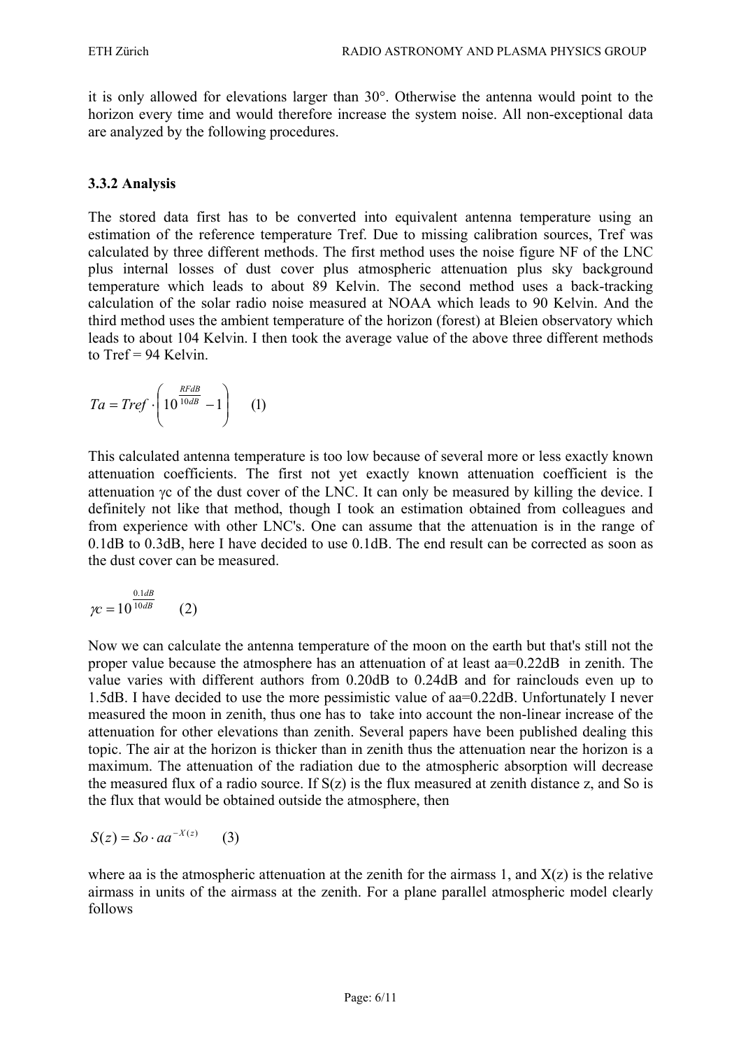it is only allowed for elevations larger than 30°. Otherwise the antenna would point to the horizon every time and would therefore increase the system noise. All non-exceptional data are analyzed by the following procedures.

### 3.3.2 Analysis

The stored data first has to be converted into equivalent antenna temperature using an estimation of the reference temperature Tref. Due to missing calibration sources, Tref was calculated by three different methods. The first method uses the noise figure NF of the LNC plus internal losses of dust cover plus atmospheric attenuation plus sky background temperature which leads to about 89 Kelvin. The second method uses a back-tracking calculation of the solar radio noise measured at NOAA which leads to 90 Kelvin. And the third method uses the ambient temperature of the horizon (forest) at Bleien observatory which leads to about 104 Kelvin. I then took the average value of the above three different methods to Tref = 94 Kelvin.

$$Ta = Tref \cdot \left( 10^{\frac{RFdB}{10dB}} - 1 \right) \qquad (1)$$

This calculated antenna temperature is too low because of several more or less exactly known attenuation coefficients. The first not yet exactly known attenuation coefficient is the attenuation γc of the dust cover of the LNC. It can only be measured by killing the device. I definitely not like that method, though I took an estimation obtained from colleagues and from experience with other LNC's. One can assume that the attenuation is in the range of 0.1dB to 0.3dB, here I have decided to use 0.1dB. The end result can be corrected as soon as the dust cover can be measured.

$$\gamma c = 10^{\frac{0.1dB}{10dB}} \qquad (2)$$

Now we can calculate the antenna temperature of the moon on the earth but that's still not the proper value because the atmosphere has an attenuation of at least aa=0.22dB in zenith. The value varies with different authors from 0.20dB to 0.24dB and for rainclouds even up to 1.5dB. I have decided to use the more pessimistic value of aa=0.22dB. Unfortunately I never measured the moon in zenith, thus one has to take into account the non-linear increase of the attenuation for other elevations than zenith. Several papers have been published dealing this topic. The air at the horizon is thicker than in zenith thus the attenuation near the horizon is a maximum. The attenuation of the radiation due to the atmospheric absorption will decrease the measured flux of a radio source. If S(z) is the flux measured at zenith distance z, and So is the flux that would be obtained outside the atmosphere, then

$$S(z) = So \cdot aa^{-X(z)} \qquad (3)$$

where aa is the atmospheric attenuation at the zenith for the airmass 1, and X(z) is the relative airmass in units of the airmass at the zenith. For a plane parallel atmospheric model clearly follows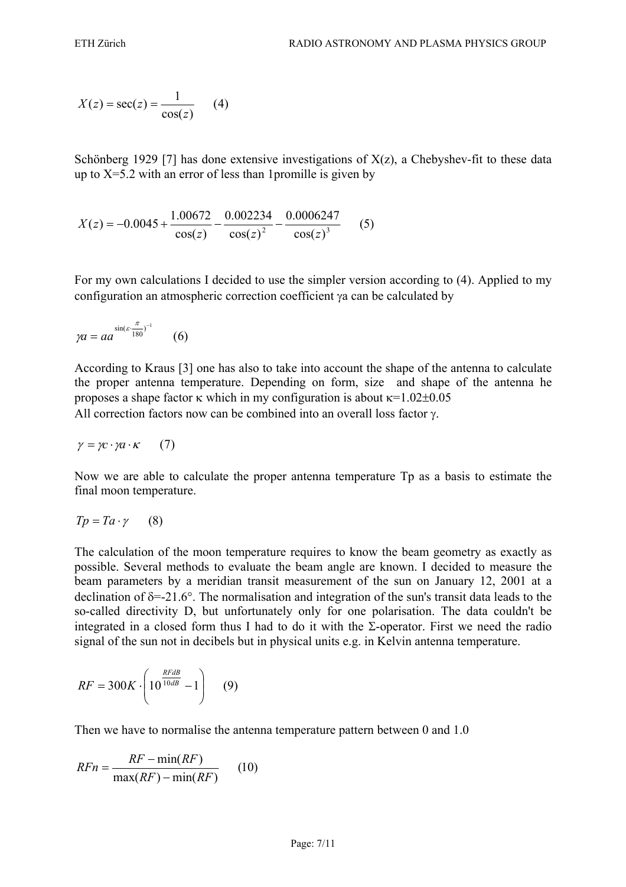$$X(z) = \sec(z) = \frac{1}{\cos(z)} \qquad (4)$$

Schönberg 1929 [7] has done extensive investigations of X(z), a Chebyshev-fit to these data up to X=5.2 with an error of less than 1promille is given by

$$X(z) = -0.0045 + \frac{1.00672}{\cos(z)} - \frac{0.002234}{\cos(z)^2} - \frac{0.0006247}{\cos(z)^3} \qquad (5)$$

For my own calculations I decided to use the simpler version according to (4). Applied to my configuration an atmospheric correction coefficient γa can be calculated by

$$\gamma a = aa^{\sin(\varepsilon \cdot \frac{\pi}{180})^{-1}} \qquad (6)$$

According to Kraus [3] one has also to take into account the shape of the antenna to calculate the proper antenna temperature. Depending on form, size and shape of the antenna he proposes a shape factor κ which in my configuration is about κ=1.02±0.05

All correction factors now can be combined into an overall loss factor γ.

$$\gamma = \gamma c \cdot \gamma a \cdot \kappa \qquad (7)$$

Now we are able to calculate the proper antenna temperature Tp as a basis to estimate the final moon temperature.

$$Tp = Ta \cdot \gamma \qquad (8)$$

The calculation of the moon temperature requires to know the beam geometry as exactly as possible. Several methods to evaluate the beam angle are known. I decided to measure the beam parameters by a meridian transit measurement of the sun on January 12, 2001 at a declination of δ=-21.6°. The normalisation and integration of the sun's transit data leads to the so-called directivity D, but unfortunately only for one polarisation. The data couldn't be integrated in a closed form thus I had to do it with the Σ-operator. First we need the radio signal of the sun not in decibels but in physical units e.g. in Kelvin antenna temperature.

$$RF = 300K \cdot \left(10^{\frac{RFdB}{10dB}} - 1\right) \qquad (9)$$

Then we have to normalise the antenna temperature pattern between 0 and 1.0

$$RFn = \frac{RF - \min(RF)}{\max(RF) - \min(RF)} \qquad (10)$$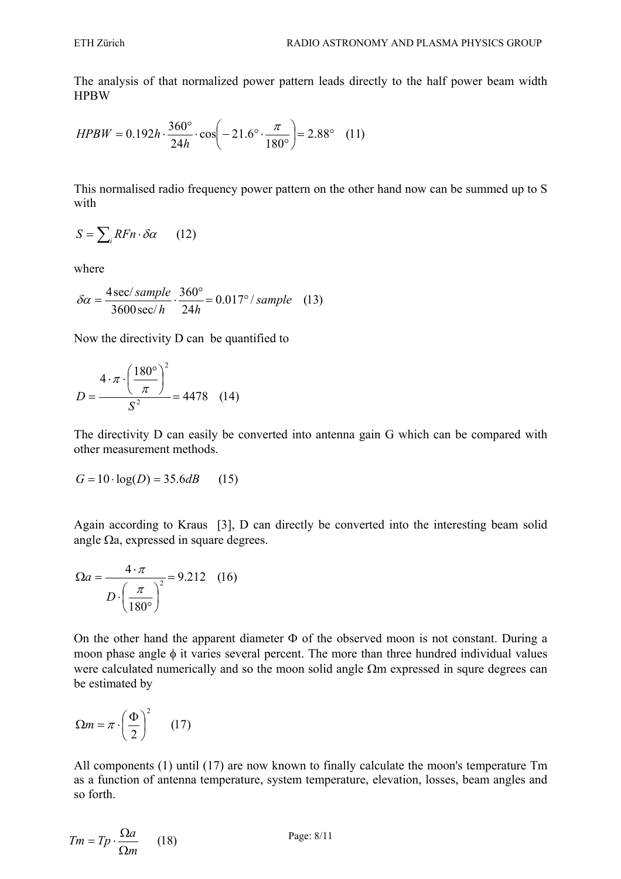The analysis of that normalized power pattern leads directly to the half power beam width HPBW

$$HPBW = 0.192h \cdot \frac{360°}{24h} \cdot \cos\left(-21.6° \cdot \frac{\pi}{180°}\right) = 2.88° \quad (11)$$

This normalised radio frequency power pattern on the other hand now can be summed up to S with

$$S = \sum_i RFn \cdot \delta\alpha \qquad (12)$$

where

$$\delta\alpha = \frac{4\,\text{sec}/\,sample}{3600\,\text{sec}/\,h} \cdot \frac{360°}{24h} = 0.017°/\,sample \quad (13)$$

Now the directivity D can be quantified to

$$D = \frac{4 \cdot \pi \cdot \left(\frac{180°}{\pi}\right)^2}{S^2} = 4478 \quad (14)$$

The directivity D can easily be converted into antenna gain G which can be compared with other measurement methods.

$$G = 10 \cdot \log(D) = 35.6dB \qquad (15)$$

Again according to Kraus [3], D can directly be converted into the interesting beam solid angle Ωa, expressed in square degrees.

$$\Omega a = \frac{4 \cdot \pi}{D \cdot \left(\frac{\pi}{180°}\right)^2} = 9.212 \quad (16)$$

On the other hand the apparent diameter Φ of the observed moon is not constant. During a moon phase angle ϕ it varies several percent. The more than three hundred individual values were calculated numerically and so the moon solid angle Ωm expressed in squre degrees can be estimated by

$$\Omega m = \pi \cdot \left(\frac{\Phi}{2}\right)^2 \qquad (17)$$

All components (1) until (17) are now known to finally calculate the moon's temperature Tm as a function of antenna temperature, system temperature, elevation, losses, beam angles and so forth.

$$Tm = Tp \cdot \frac{\Omega a}{\Omega m} \qquad (18)$$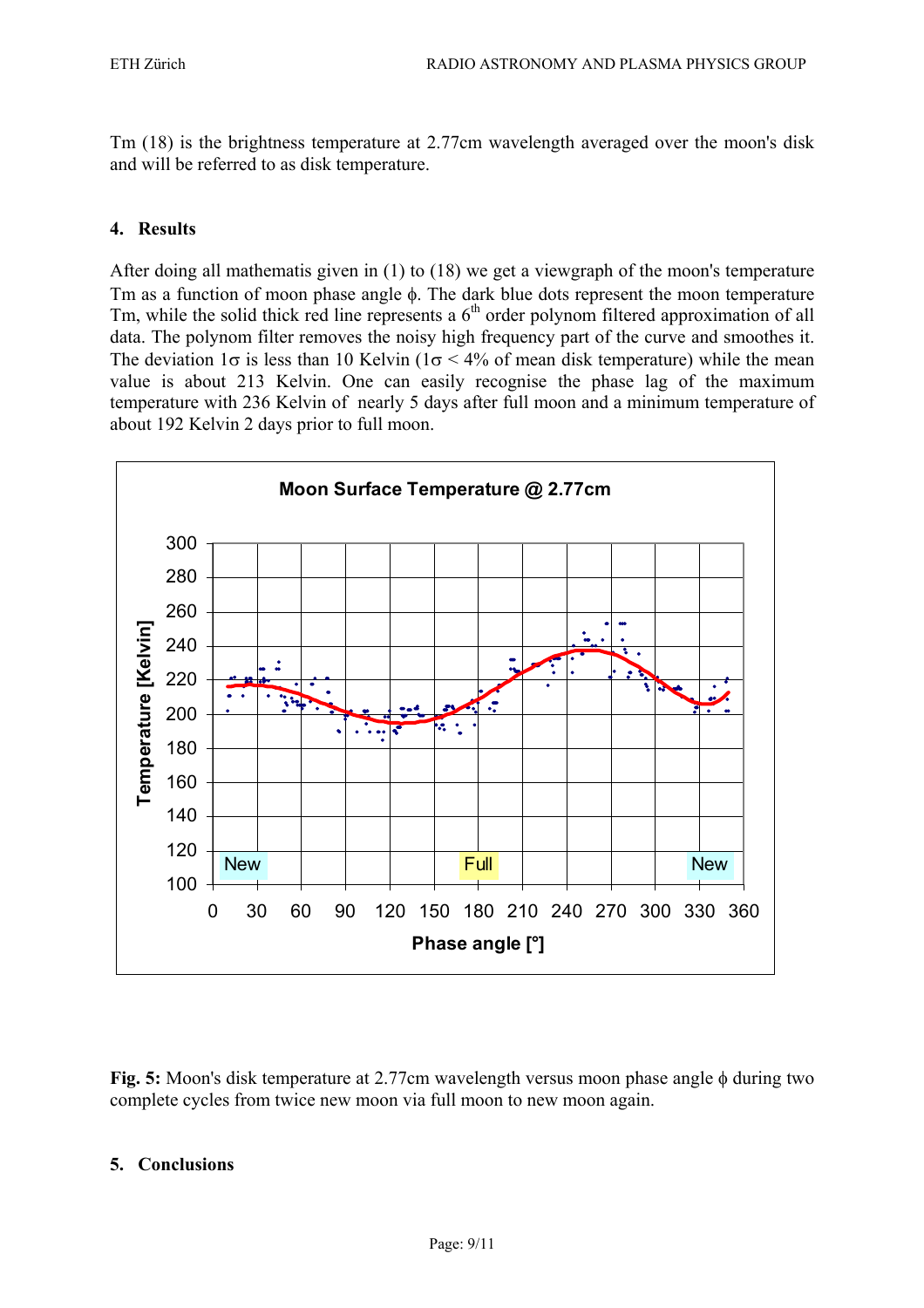Tm (18) is the brightness temperature at 2.77cm wavelength averaged over the moon's disk and will be referred to as disk temperature.

## 4. Results

After doing all mathematis given in (1) to (18) we get a viewgraph of the moon's temperature Tm as a function of moon phase angle $\phi$. The dark blue dots represent the moon temperature Tm, while the solid thick red line represents a $6^{th}$ order polynom filtered approximation of all data. The polynom filter removes the noisy high frequency part of the curve and smoothes it. The deviation $1\sigma$ is less than 10 Kelvin ($1\sigma$ < 4% of mean disk temperature) while the mean value is about 213 Kelvin. One can easily recognise the phase lag of the maximum temperature with 236 Kelvin of nearly 5 days after full moon and a minimum temperature of about 192 Kelvin 2 days prior to full moon.

**Fig. 5:** Moon's disk temperature at 2.77cm wavelength versus moon phase angle $\phi$ during two complete cycles from twice new moon via full moon to new moon again.

## 5. Conclusions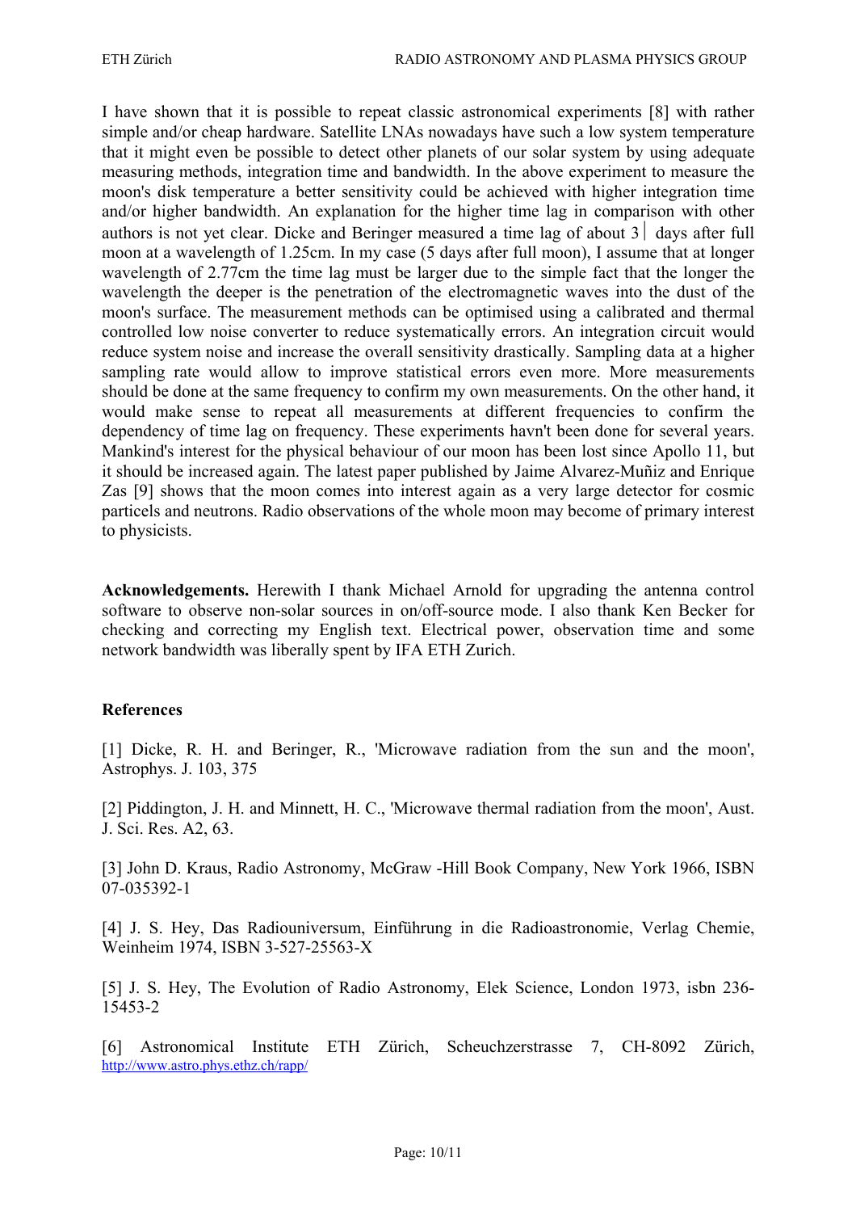I have shown that it is possible to repeat classic astronomical experiments [8] with rather simple and/or cheap hardware. Satellite LNAs nowadays have such a low system temperature that it might even be possible to detect other planets of our solar system by using adequate measuring methods, integration time and bandwidth. In the above experiment to measure the moon's disk temperature a better sensitivity could be achieved with higher integration time and/or higher bandwidth. An explanation for the higher time lag in comparison with other authors is not yet clear. Dicke and Beringer measured a time lag of about 3| days after full moon at a wavelength of 1.25cm. In my case (5 days after full moon), I assume that at longer wavelength of 2.77cm the time lag must be larger due to the simple fact that the longer the wavelength the deeper is the penetration of the electromagnetic waves into the dust of the moon's surface. The measurement methods can be optimised using a calibrated and thermal controlled low noise converter to reduce systematically errors. An integration circuit would reduce system noise and increase the overall sensitivity drastically. Sampling data at a higher sampling rate would allow to improve statistical errors even more. More measurements should be done at the same frequency to confirm my own measurements. On the other hand, it would make sense to repeat all measurements at different frequencies to confirm the dependency of time lag on frequency. These experiments havn't been done for several years. Mankind's interest for the physical behaviour of our moon has been lost since Apollo 11, but it should be increased again. The latest paper published by Jaime Alvarez-Muñiz and Enrique Zas [9] shows that the moon comes into interest again as a very large detector for cosmic particels and neutrons. Radio observations of the whole moon may become of primary interest to physicists.

**Acknowledgements.** Herewith I thank Michael Arnold for upgrading the antenna control software to observe non-solar sources in on/off-source mode. I also thank Ken Becker for checking and correcting my English text. Electrical power, observation time and some network bandwidth was liberally spent by IFA ETH Zurich.

**References**

[1] Dicke, R. H. and Beringer, R., 'Microwave radiation from the sun and the moon', Astrophys. J. 103, 375

[2] Piddington, J. H. and Minnett, H. C., 'Microwave thermal radiation from the moon', Aust. J. Sci. Res. A2, 63.

[3] John D. Kraus, Radio Astronomy, McGraw -Hill Book Company, New York 1966, ISBN 07-035392-1

[4] J. S. Hey, Das Radiouniversum, Einführung in die Radioastronomie, Verlag Chemie, Weinheim 1974, ISBN 3-527-25563-X

[5] J. S. Hey, The Evolution of Radio Astronomy, Elek Science, London 1973, isbn 236-15453-2

[6] Astronomical Institute ETH Zürich, Scheuchzerstrasse 7, CH-8092 Zürich, http://www.astro.phys.ethz.ch/rapp/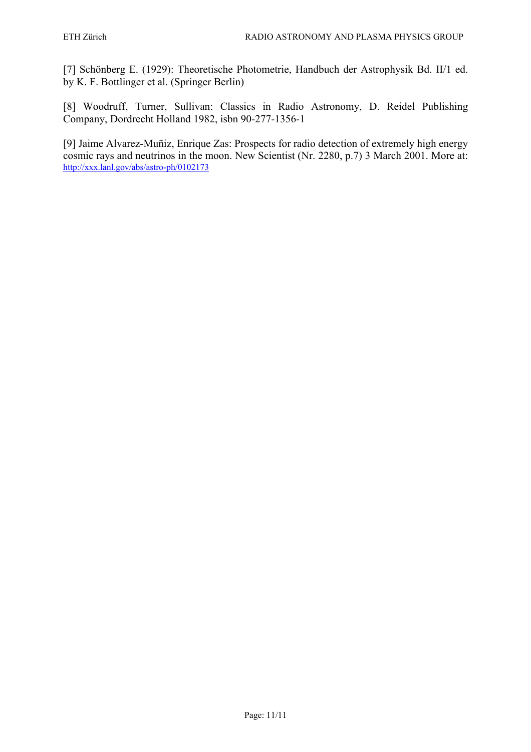[7] Schönberg E. (1929): Theoretische Photometrie, Handbuch der Astrophysik Bd. II/1 ed. by K. F. Bottlinger et al. (Springer Berlin)

[8] Woodruff, Turner, Sullivan: Classics in Radio Astronomy, D. Reidel Publishing Company, Dordrecht Holland 1982, isbn 90-277-1356-1

[9] Jaime Alvarez-Muñiz, Enrique Zas: Prospects for radio detection of extremely high energy cosmic rays and neutrinos in the moon. New Scientist (Nr. 2280, p.7) 3 March 2001. More at: http://xxx.lanl.gov/abs/astro-ph/0102173